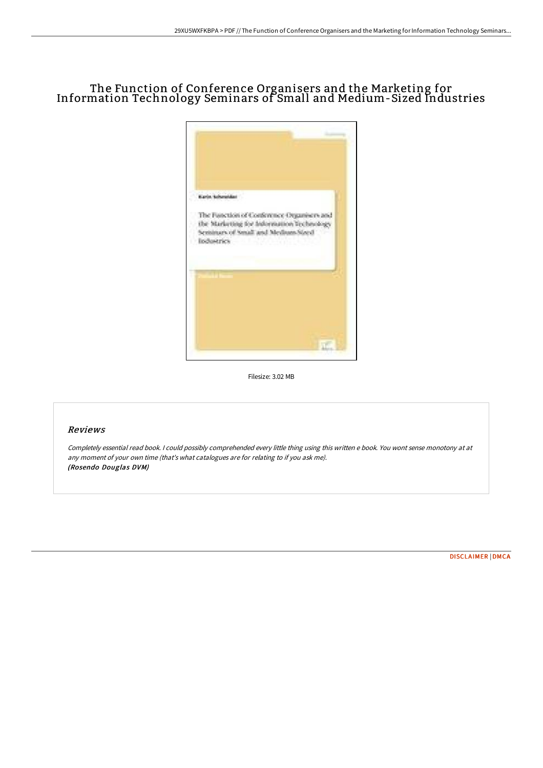# The Function of Conference Organisers and the Marketing for Information Technology Seminars of Small and Medium-Sized Industries

Filesize: 3.02 MB

## Reviews

*Completely essential read book. I could possibly comprehended every little thing using this written e book. You wont sense monotony at at any moment of your own time (that's what catalogues are for relating to if you ask me).*
***(Rosendo Douglas DVM)***

DISCLAIMER | DMCA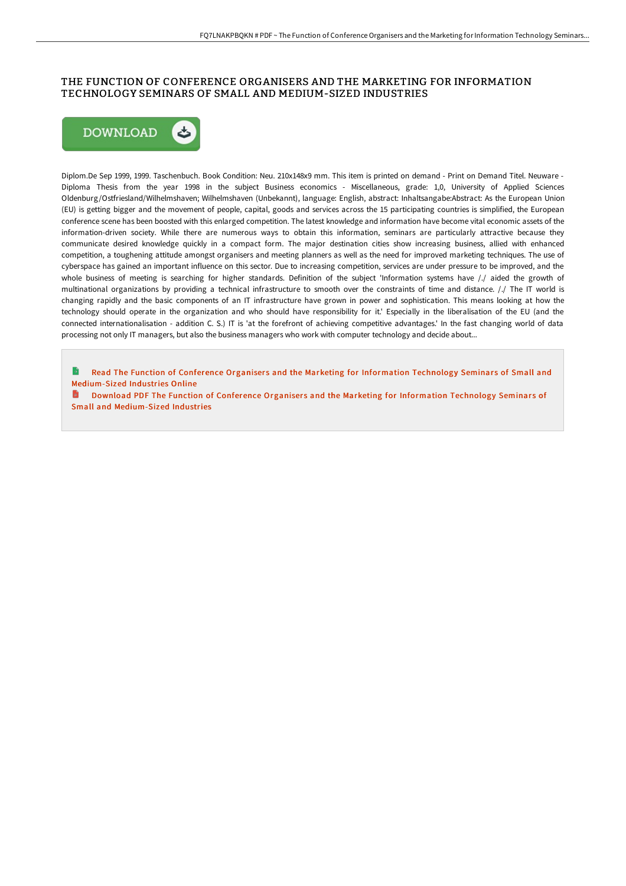# THE FUNCTION OF CONFERENCE ORGANISERS AND THE MARKETING FOR INFORMATION TECHNOLOGY SEMINARS OF SMALL AND MEDIUM-SIZED INDUSTRIES

Diplom.De Sep 1999, 1999. Taschenbuch. Book Condition: Neu. 210x148x9 mm. This item is printed on demand - Print on Demand Titel. Neuware - Diploma Thesis from the year 1998 in the subject Business economics - Miscellaneous, grade: 1,0, University of Applied Sciences Oldenburg/Ostfriesland/Wilhelmshaven; Wilhelmshaven (Unbekannt), language: English, abstract: Inhaltsangabe:Abstract: As the European Union (EU) is getting bigger and the movement of people, capital, goods and services across the 15 participating countries is simplified, the European conference scene has been boosted with this enlarged competition. The latest knowledge and information have become vital economic assets of the information-driven society. While there are numerous ways to obtain this information, seminars are particularly attractive because they communicate desired knowledge quickly in a compact form. The major destination cities show increasing business, allied with enhanced competition, a toughening attitude amongst organisers and meeting planners as well as the need for improved marketing techniques. The use of cyberspace has gained an important influence on this sector. Due to increasing competition, services are under pressure to be improved, and the whole business of meeting is searching for higher standards. Definition of the subject 'Information systems have /./ aided the growth of multinational organizations by providing a technical infrastructure to smooth over the constraints of time and distance. /./ The IT world is changing rapidly and the basic components of an IT infrastructure have grown in power and sophistication. This means looking at how the technology should operate in the organization and who should have responsibility for it.' Especially in the liberalisation of the EU (and the connected internationalisation - addition C. S.) IT is 'at the forefront of achieving competitive advantages.' In the fast changing world of data processing not only IT managers, but also the business managers who work with computer technology and decide about...

Read The Function of Conference Organisers and the Marketing for Information Technology Seminars of Small and Medium-Sized Industries Online

Download PDF The Function of Conference Organisers and the Marketing for Information Technology Seminars of Small and Medium-Sized Industries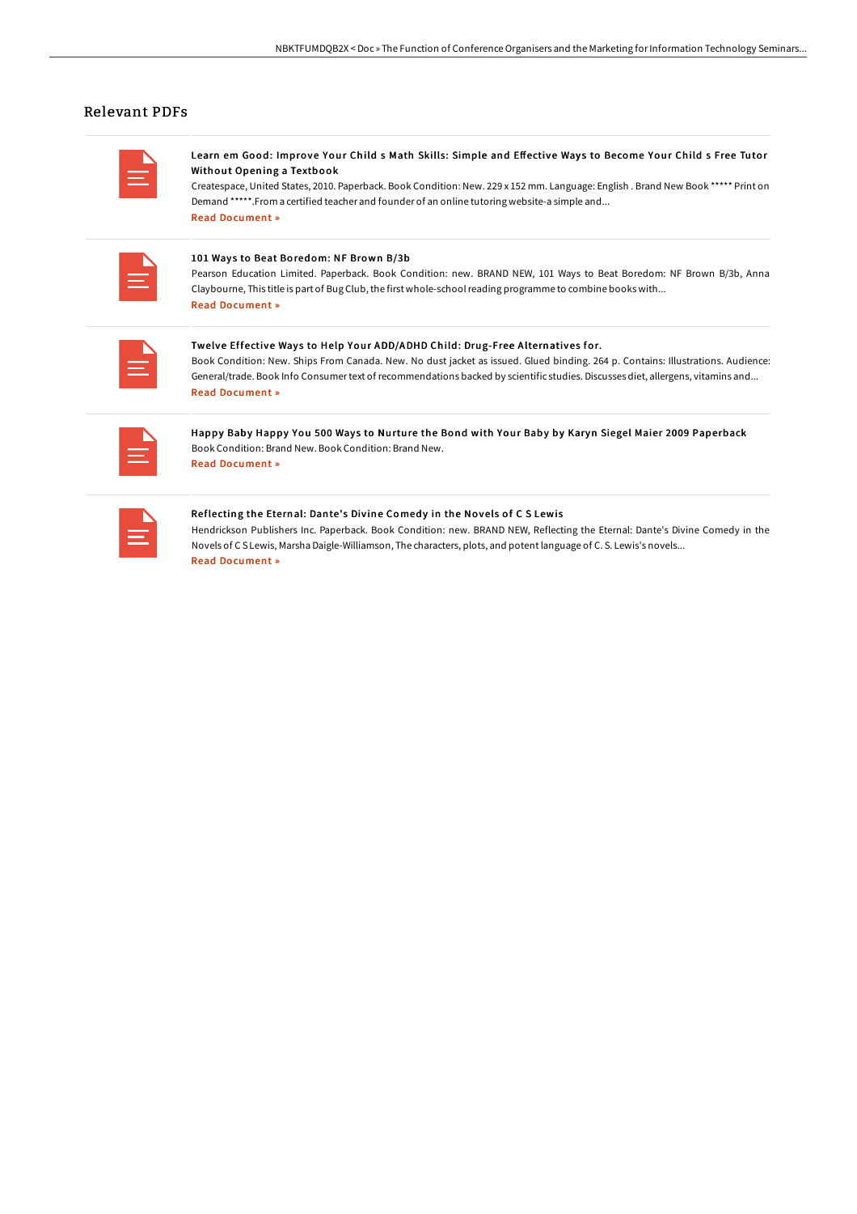## Relevant PDFs

**Learn em Good: Improve Your Child s Math Skills: Simple and Effective Ways to Become Your Child s Free Tutor Without Opening a Textbook**

Createspace, United States, 2010. Paperback. Book Condition: New. 229 x 152 mm. Language: English . Brand New Book ***** Print on Demand *****.From a certified teacher and founder of an online tutoring website-a simple and...

Read Document »

**101 Ways to Beat Boredom: NF Brown B/3b**

Pearson Education Limited. Paperback. Book Condition: new. BRAND NEW, 101 Ways to Beat Boredom: NF Brown B/3b, Anna Claybourne, This title is part of Bug Club, the first whole-school reading programme to combine books with...

Read Document »

**Twelve Effective Ways to Help Your ADD/ADHD Child: Drug-Free Alternatives for.**

Book Condition: New. Ships From Canada. New. No dust jacket as issued. Glued binding. 264 p. Contains: Illustrations. Audience: General/trade. Book Info Consumer text of recommendations backed by scientific studies. Discusses diet, allergens, vitamins and...

Read Document »

**Happy Baby Happy You 500 Ways to Nurture the Bond with Your Baby by Karyn Siegel Maier 2009 Paperback**

Book Condition: Brand New. Book Condition: Brand New.

Read Document »

**Reflecting the Eternal: Dante's Divine Comedy in the Novels of C S Lewis**

Hendrickson Publishers Inc. Paperback. Book Condition: new. BRAND NEW, Reflecting the Eternal: Dante's Divine Comedy in the Novels of C S Lewis, Marsha Daigle-Williamson, The characters, plots, and potent language of C. S. Lewis's novels...

Read Document »